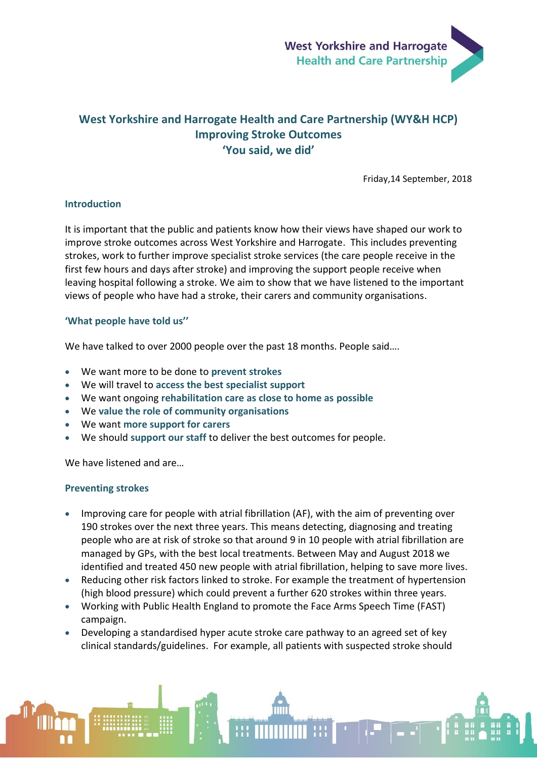# West Yorkshire and Harrogate Health and Care Partnership (WY&H HCP)
# Improving Stroke Outcomes
# 'You said, we did'

Friday,14 September, 2018

### Introduction

It is important that the public and patients know how their views have shaped our work to improve stroke outcomes across West Yorkshire and Harrogate. This includes preventing strokes, work to further improve specialist stroke services (the care people receive in the first few hours and days after stroke) and improving the support people receive when leaving hospital following a stroke. We aim to show that we have listened to the important views of people who have had a stroke, their carers and community organisations.

### 'What people have told us''

We have talked to over 2000 people over the past 18 months. People said….

- We want more to be done to **prevent strokes**
- We will travel to **access the best specialist support**
- We want ongoing **rehabilitation care as close to home as possible**
- We **value the role of community organisations**
- We want **more support for carers**
- We should **support our staff** to deliver the best outcomes for people.

We have listened and are…

### Preventing strokes

- Improving care for people with atrial fibrillation (AF), with the aim of preventing over 190 strokes over the next three years. This means detecting, diagnosing and treating people who are at risk of stroke so that around 9 in 10 people with atrial fibrillation are managed by GPs, with the best local treatments. Between May and August 2018 we identified and treated 450 new people with atrial fibrillation, helping to save more lives.
- Reducing other risk factors linked to stroke. For example the treatment of hypertension (high blood pressure) which could prevent a further 620 strokes within three years.
- Working with Public Health England to promote the Face Arms Speech Time (FAST) campaign.
- Developing a standardised hyper acute stroke care pathway to an agreed set of key clinical standards/guidelines. For example, all patients with suspected stroke should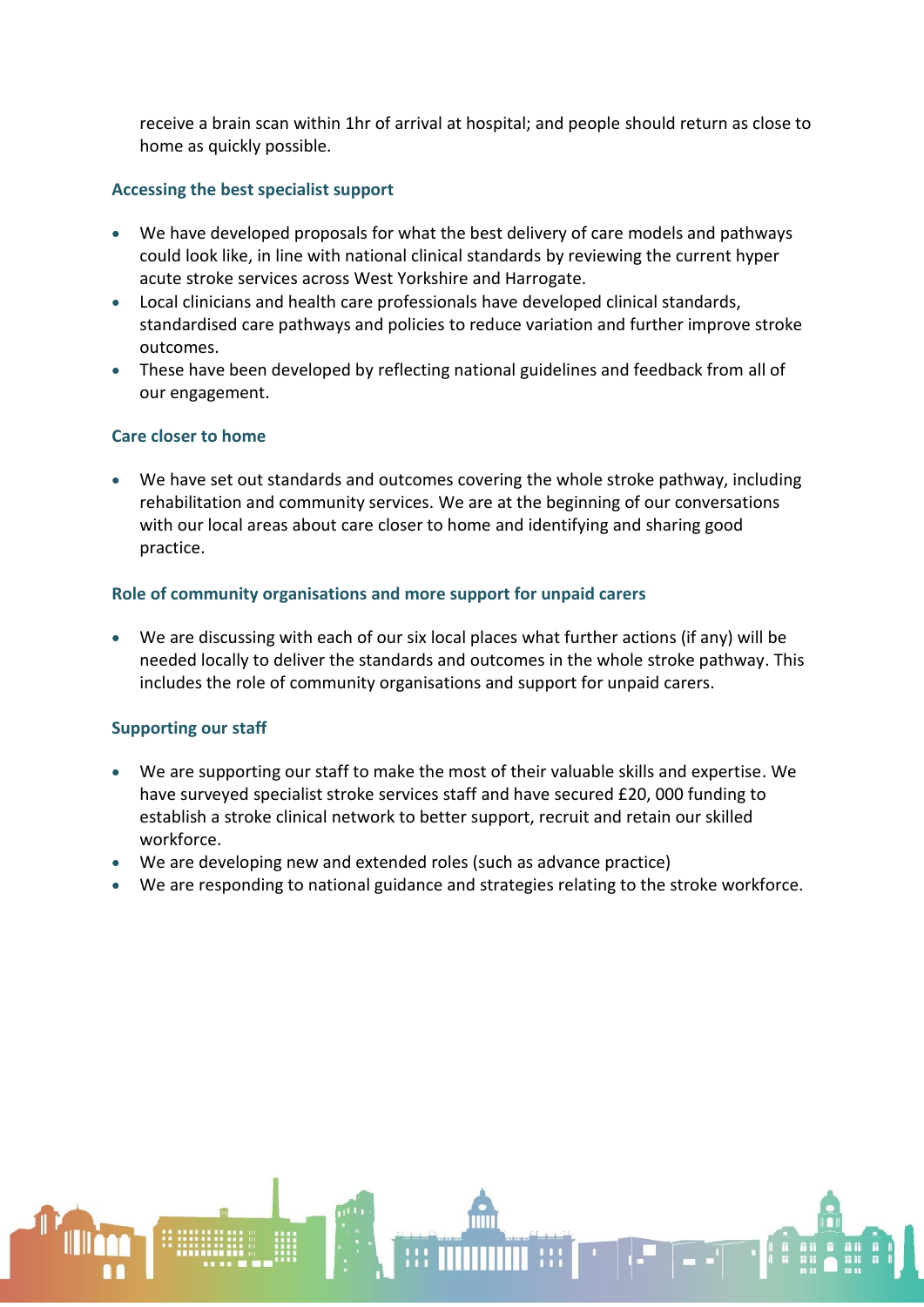receive a brain scan within 1hr of arrival at hospital; and people should return as close to home as quickly possible.

### Accessing the best specialist support

- We have developed proposals for what the best delivery of care models and pathways could look like, in line with national clinical standards by reviewing the current hyper acute stroke services across West Yorkshire and Harrogate.
- Local clinicians and health care professionals have developed clinical standards, standardised care pathways and policies to reduce variation and further improve stroke outcomes.
- These have been developed by reflecting national guidelines and feedback from all of our engagement.

### Care closer to home

- We have set out standards and outcomes covering the whole stroke pathway, including rehabilitation and community services. We are at the beginning of our conversations with our local areas about care closer to home and identifying and sharing good practice.

### Role of community organisations and more support for unpaid carers

- We are discussing with each of our six local places what further actions (if any) will be needed locally to deliver the standards and outcomes in the whole stroke pathway. This includes the role of community organisations and support for unpaid carers.

### Supporting our staff

- We are supporting our staff to make the most of their valuable skills and expertise. We have surveyed specialist stroke services staff and have secured £20, 000 funding to establish a stroke clinical network to better support, recruit and retain our skilled workforce.
- We are developing new and extended roles (such as advance practice)
- We are responding to national guidance and strategies relating to the stroke workforce.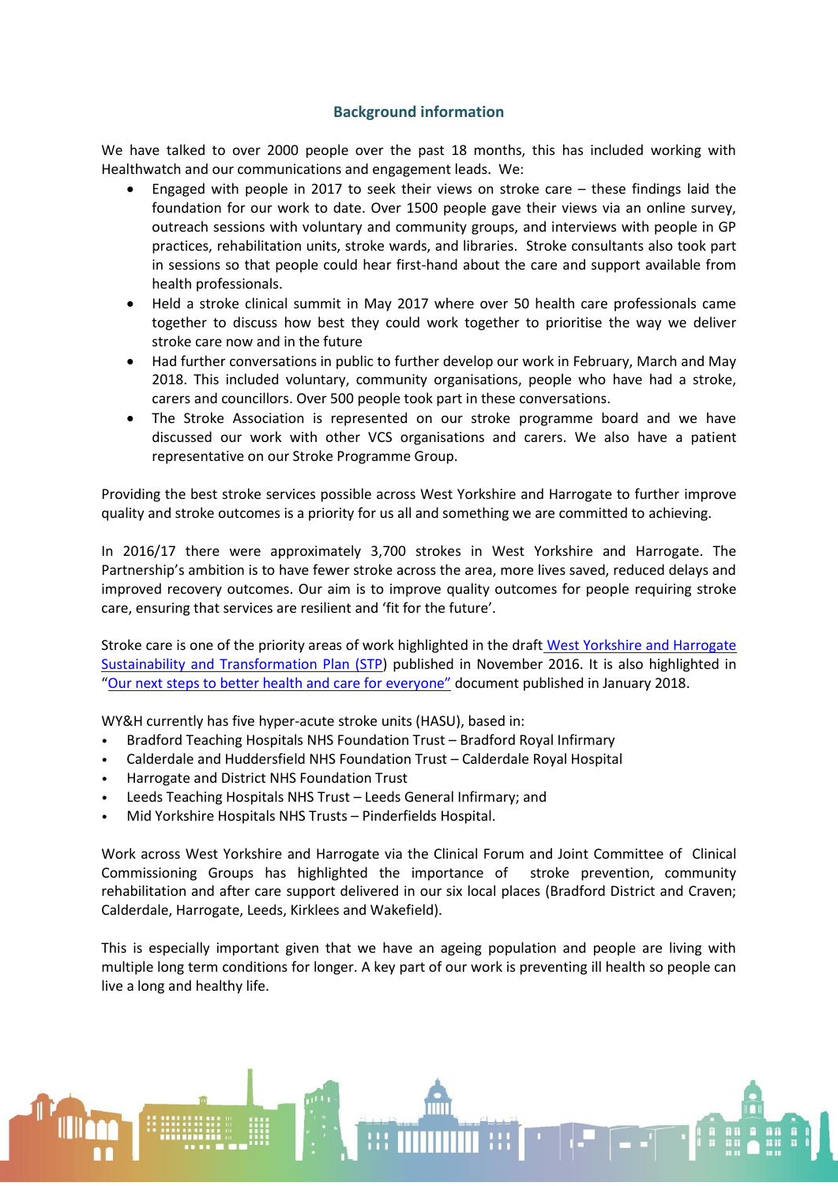## Background information

We have talked to over 2000 people over the past 18 months, this has included working with Healthwatch and our communications and engagement leads. We:

- Engaged with people in 2017 to seek their views on stroke care – these findings laid the foundation for our work to date. Over 1500 people gave their views via an online survey, outreach sessions with voluntary and community groups, and interviews with people in GP practices, rehabilitation units, stroke wards, and libraries. Stroke consultants also took part in sessions so that people could hear first-hand about the care and support available from health professionals.
- Held a stroke clinical summit in May 2017 where over 50 health care professionals came together to discuss how best they could work together to prioritise the way we deliver stroke care now and in the future
- Had further conversations in public to further develop our work in February, March and May 2018. This included voluntary, community organisations, people who have had a stroke, carers and councillors. Over 500 people took part in these conversations.
- The Stroke Association is represented on our stroke programme board and we have discussed our work with other VCS organisations and carers. We also have a patient representative on our Stroke Programme Group.

Providing the best stroke services possible across West Yorkshire and Harrogate to further improve quality and stroke outcomes is a priority for us all and something we are committed to achieving.

In 2016/17 there were approximately 3,700 strokes in West Yorkshire and Harrogate. The Partnership's ambition is to have fewer stroke across the area, more lives saved, reduced delays and improved recovery outcomes. Our aim is to improve quality outcomes for people requiring stroke care, ensuring that services are resilient and 'fit for the future'.

Stroke care is one of the priority areas of work highlighted in the draft West Yorkshire and Harrogate Sustainability and Transformation Plan (STP) published in November 2016. It is also highlighted in "Our next steps to better health and care for everyone" document published in January 2018.

WY&H currently has five hyper-acute stroke units (HASU), based in:

- Bradford Teaching Hospitals NHS Foundation Trust – Bradford Royal Infirmary
- Calderdale and Huddersfield NHS Foundation Trust – Calderdale Royal Hospital
- Harrogate and District NHS Foundation Trust
- Leeds Teaching Hospitals NHS Trust – Leeds General Infirmary; and
- Mid Yorkshire Hospitals NHS Trusts – Pinderfields Hospital.

Work across West Yorkshire and Harrogate via the Clinical Forum and Joint Committee of Clinical Commissioning Groups has highlighted the importance of stroke prevention, community rehabilitation and after care support delivered in our six local places (Bradford District and Craven; Calderdale, Harrogate, Leeds, Kirklees and Wakefield).

This is especially important given that we have an ageing population and people are living with multiple long term conditions for longer. A key part of our work is preventing ill health so people can live a long and healthy life.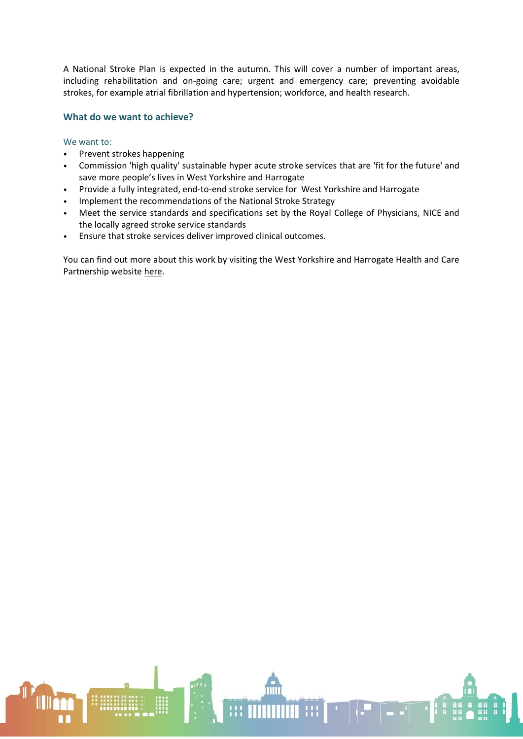A National Stroke Plan is expected in the autumn. This will cover a number of important areas, including rehabilitation and on-going care; urgent and emergency care; preventing avoidable strokes, for example atrial fibrillation and hypertension; workforce, and health research.

## What do we want to achieve?

We want to:

- Prevent strokes happening
- Commission 'high quality' sustainable hyper acute stroke services that are 'fit for the future' and save more people's lives in West Yorkshire and Harrogate
- Provide a fully integrated, end-to-end stroke service for West Yorkshire and Harrogate
- Implement the recommendations of the National Stroke Strategy
- Meet the service standards and specifications set by the Royal College of Physicians, NICE and the locally agreed stroke service standards
- Ensure that stroke services deliver improved clinical outcomes.

You can find out more about this work by visiting the West Yorkshire and Harrogate Health and Care Partnership website here.